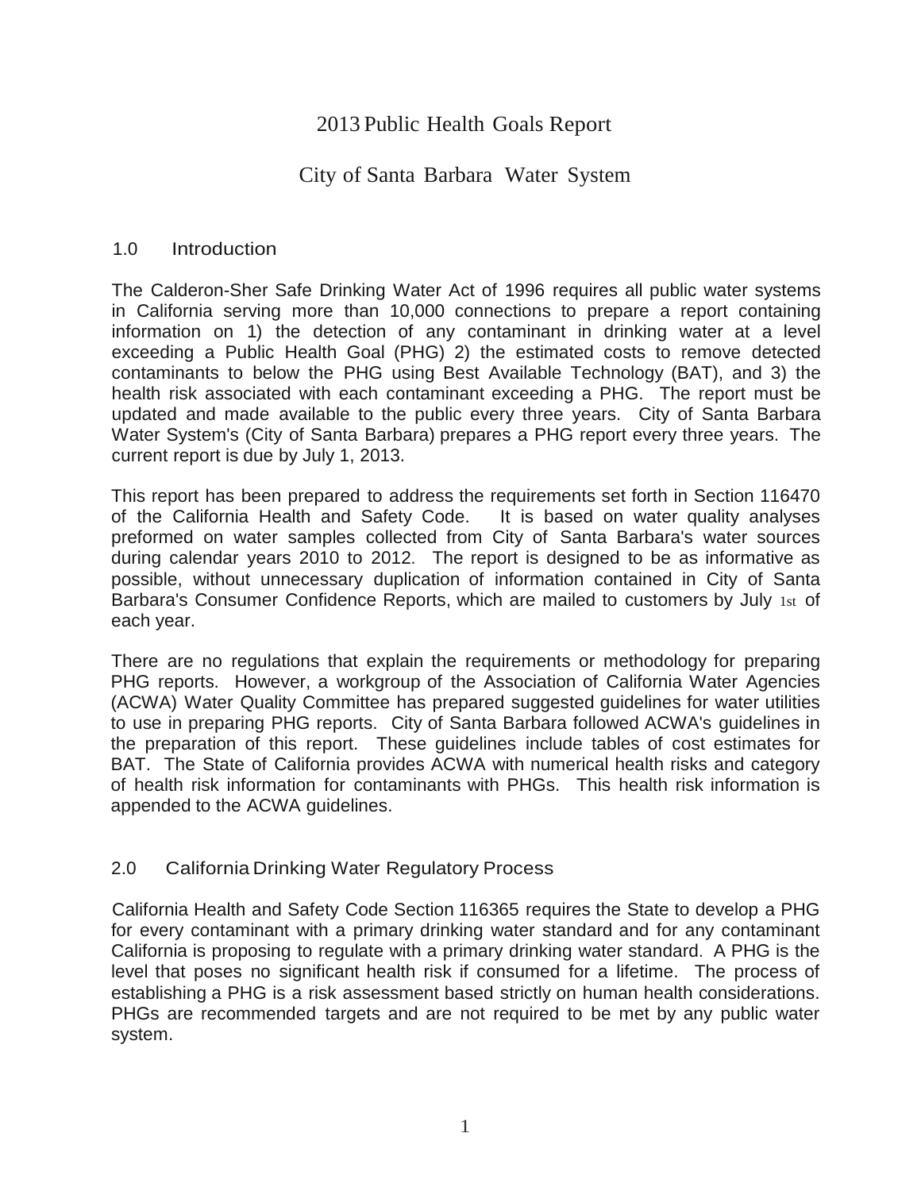# 2013 Public Health Goals Report

## City of Santa Barbara Water System

### 1.0 Introduction

The Calderon-Sher Safe Drinking Water Act of 1996 requires all public water systems in California serving more than 10,000 connections to prepare a report containing information on 1) the detection of any contaminant in drinking water at a level exceeding a Public Health Goal (PHG) 2) the estimated costs to remove detected contaminants to below the PHG using Best Available Technology (BAT), and 3) the health risk associated with each contaminant exceeding a PHG. The report must be updated and made available to the public every three years. City of Santa Barbara Water System's (City of Santa Barbara) prepares a PHG report every three years. The current report is due by July 1, 2013.

This report has been prepared to address the requirements set forth in Section 116470 of the California Health and Safety Code. It is based on water quality analyses preformed on water samples collected from City of Santa Barbara's water sources during calendar years 2010 to 2012. The report is designed to be as informative as possible, without unnecessary duplication of information contained in City of Santa Barbara's Consumer Confidence Reports, which are mailed to customers by July 1st of each year.

There are no regulations that explain the requirements or methodology for preparing PHG reports. However, a workgroup of the Association of California Water Agencies (ACWA) Water Quality Committee has prepared suggested guidelines for water utilities to use in preparing PHG reports. City of Santa Barbara followed ACWA's guidelines in the preparation of this report. These guidelines include tables of cost estimates for BAT. The State of California provides ACWA with numerical health risks and category of health risk information for contaminants with PHGs. This health risk information is appended to the ACWA guidelines.

### 2.0 California Drinking Water Regulatory Process

California Health and Safety Code Section 116365 requires the State to develop a PHG for every contaminant with a primary drinking water standard and for any contaminant California is proposing to regulate with a primary drinking water standard. A PHG is the level that poses no significant health risk if consumed for a lifetime. The process of establishing a PHG is a risk assessment based strictly on human health considerations. PHGs are recommended targets and are not required to be met by any public water system.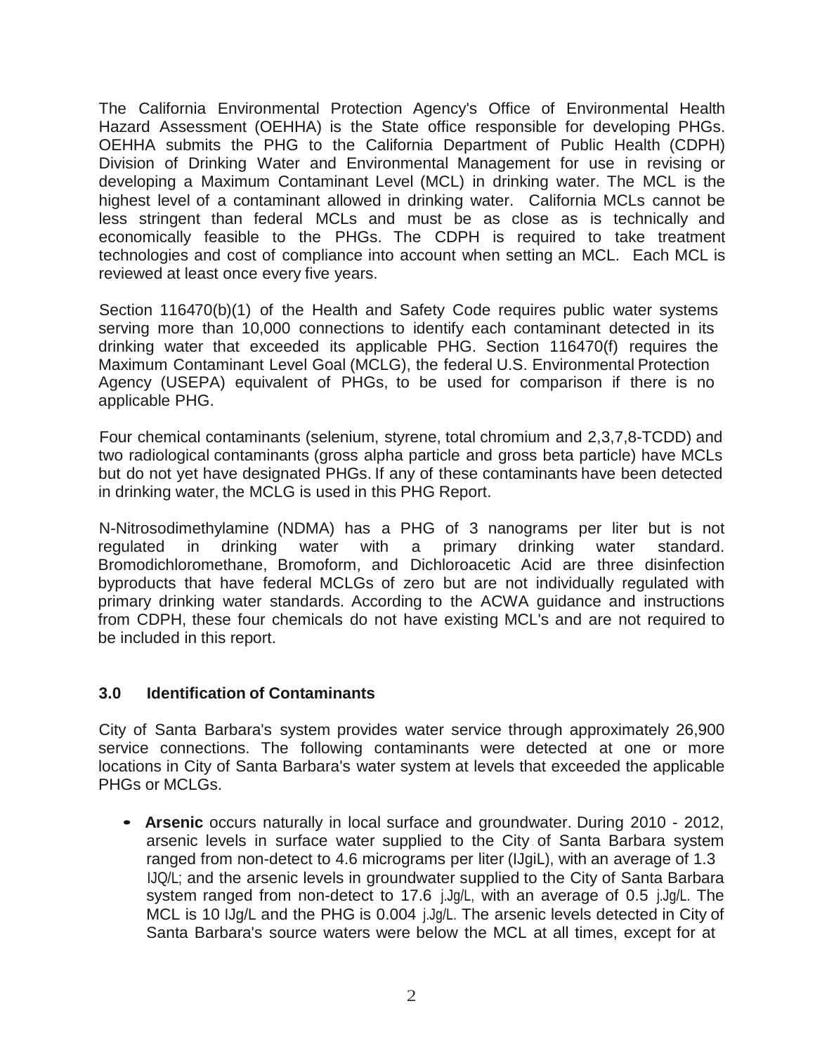The California Environmental Protection Agency's Office of Environmental Health Hazard Assessment (OEHHA) is the State office responsible for developing PHGs. OEHHA submits the PHG to the California Department of Public Health (CDPH) Division of Drinking Water and Environmental Management for use in revising or developing a Maximum Contaminant Level (MCL) in drinking water. The MCL is the highest level of a contaminant allowed in drinking water. California MCLs cannot be less stringent than federal MCLs and must be as close as is technically and economically feasible to the PHGs. The CDPH is required to take treatment technologies and cost of compliance into account when setting an MCL. Each MCL is reviewed at least once every five years.

Section 116470(b)(1) of the Health and Safety Code requires public water systems serving more than 10,000 connections to identify each contaminant detected in its drinking water that exceeded its applicable PHG. Section 116470(f) requires the Maximum Contaminant Level Goal (MCLG), the federal U.S. Environmental Protection Agency (USEPA) equivalent of PHGs, to be used for comparison if there is no applicable PHG.

Four chemical contaminants (selenium, styrene, total chromium and 2,3,7,8-TCDD) and two radiological contaminants (gross alpha particle and gross beta particle) have MCLs but do not yet have designated PHGs. If any of these contaminants have been detected in drinking water, the MCLG is used in this PHG Report.

N-Nitrosodimethylamine (NDMA) has a PHG of 3 nanograms per liter but is not regulated in drinking water with a primary drinking water standard. Bromodichloromethane, Bromoform, and Dichloroacetic Acid are three disinfection byproducts that have federal MCLGs of zero but are not individually regulated with primary drinking water standards. According to the ACWA guidance and instructions from CDPH, these four chemicals do not have existing MCL's and are not required to be included in this report.

### 3.0 Identification of Contaminants

City of Santa Barbara's system provides water service through approximately 26,900 service connections. The following contaminants were detected at one or more locations in City of Santa Barbara's water system at levels that exceeded the applicable PHGs or MCLGs.

- **Arsenic** occurs naturally in local surface and groundwater. During 2010 - 2012, arsenic levels in surface water supplied to the City of Santa Barbara system ranged from non-detect to 4.6 micrograms per liter (μg/L), with an average of 1.3 μg/L; and the arsenic levels in groundwater supplied to the City of Santa Barbara system ranged from non-detect to 17.6 μg/L, with an average of 0.5 μg/L. The MCL is 10 μg/L and the PHG is 0.004 μg/L. The arsenic levels detected in City of Santa Barbara's source waters were below the MCL at all times, except for at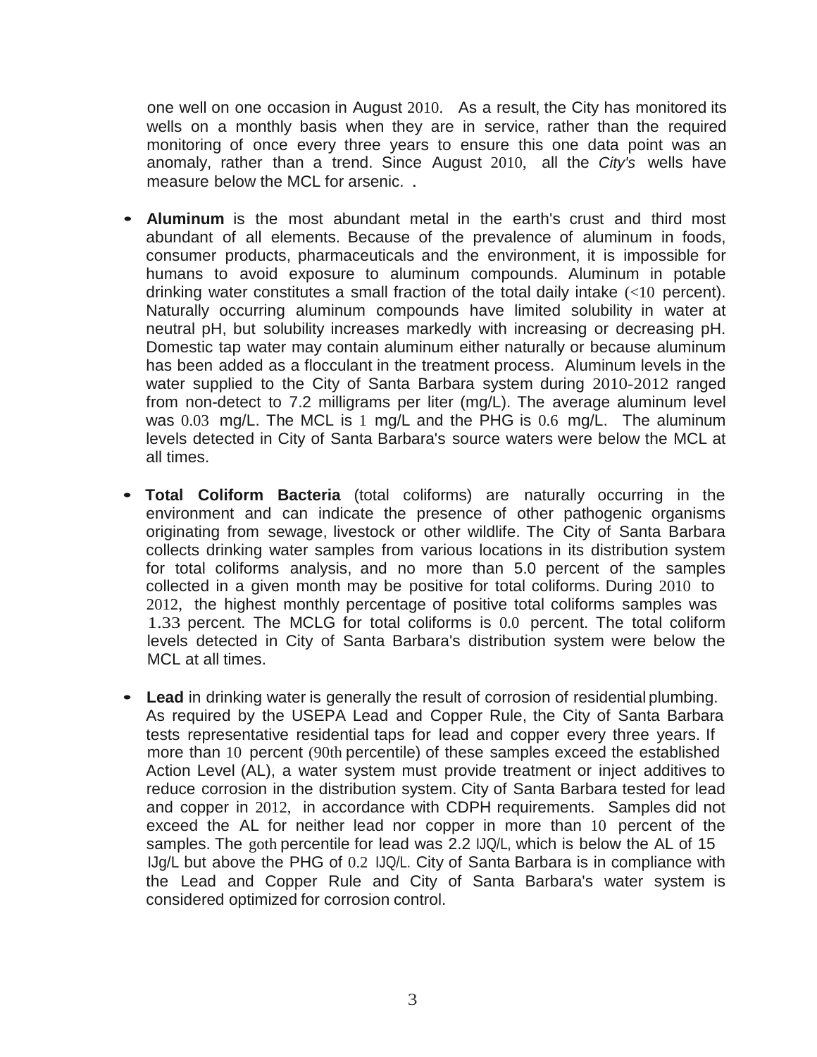one well on one occasion in August 2010. As a result, the City has monitored its wells on a monthly basis when they are in service, rather than the required monitoring of once every three years to ensure this one data point was an anomaly, rather than a trend. Since August 2010, all the *City's* wells have measure below the MCL for arsenic. .

- **Aluminum** is the most abundant metal in the earth's crust and third most abundant of all elements. Because of the prevalence of aluminum in foods, consumer products, pharmaceuticals and the environment, it is impossible for humans to avoid exposure to aluminum compounds. Aluminum in potable drinking water constitutes a small fraction of the total daily intake (<10 percent). Naturally occurring aluminum compounds have limited solubility in water at neutral pH, but solubility increases markedly with increasing or decreasing pH. Domestic tap water may contain aluminum either naturally or because aluminum has been added as a flocculant in the treatment process. Aluminum levels in the water supplied to the City of Santa Barbara system during 2010-2012 ranged from non-detect to 7.2 milligrams per liter (mg/L). The average aluminum level was 0.03 mg/L. The MCL is 1 mg/L and the PHG is 0.6 mg/L. The aluminum levels detected in City of Santa Barbara's source waters were below the MCL at all times.

- **Total Coliform Bacteria** (total coliforms) are naturally occurring in the environment and can indicate the presence of other pathogenic organisms originating from sewage, livestock or other wildlife. The City of Santa Barbara collects drinking water samples from various locations in its distribution system for total coliforms analysis, and no more than 5.0 percent of the samples collected in a given month may be positive for total coliforms. During 2010 to 2012, the highest monthly percentage of positive total coliforms samples was 1.33 percent. The MCLG for total coliforms is 0.0 percent. The total coliform levels detected in City of Santa Barbara's distribution system were below the MCL at all times.

- **Lead** in drinking water is generally the result of corrosion of residential plumbing. As required by the USEPA Lead and Copper Rule, the City of Santa Barbara tests representative residential taps for lead and copper every three years. If more than 10 percent (90th percentile) of these samples exceed the established Action Level (AL), a water system must provide treatment or inject additives to reduce corrosion in the distribution system. City of Santa Barbara tested for lead and copper in 2012, in accordance with CDPH requirements. Samples did not exceed the AL for neither lead nor copper in more than 10 percent of the samples. The goth percentile for lead was 2.2 IJQ/L, which is below the AL of 15 IJg/L but above the PHG of 0.2 IJQ/L. City of Santa Barbara is in compliance with the Lead and Copper Rule and City of Santa Barbara's water system is considered optimized for corrosion control.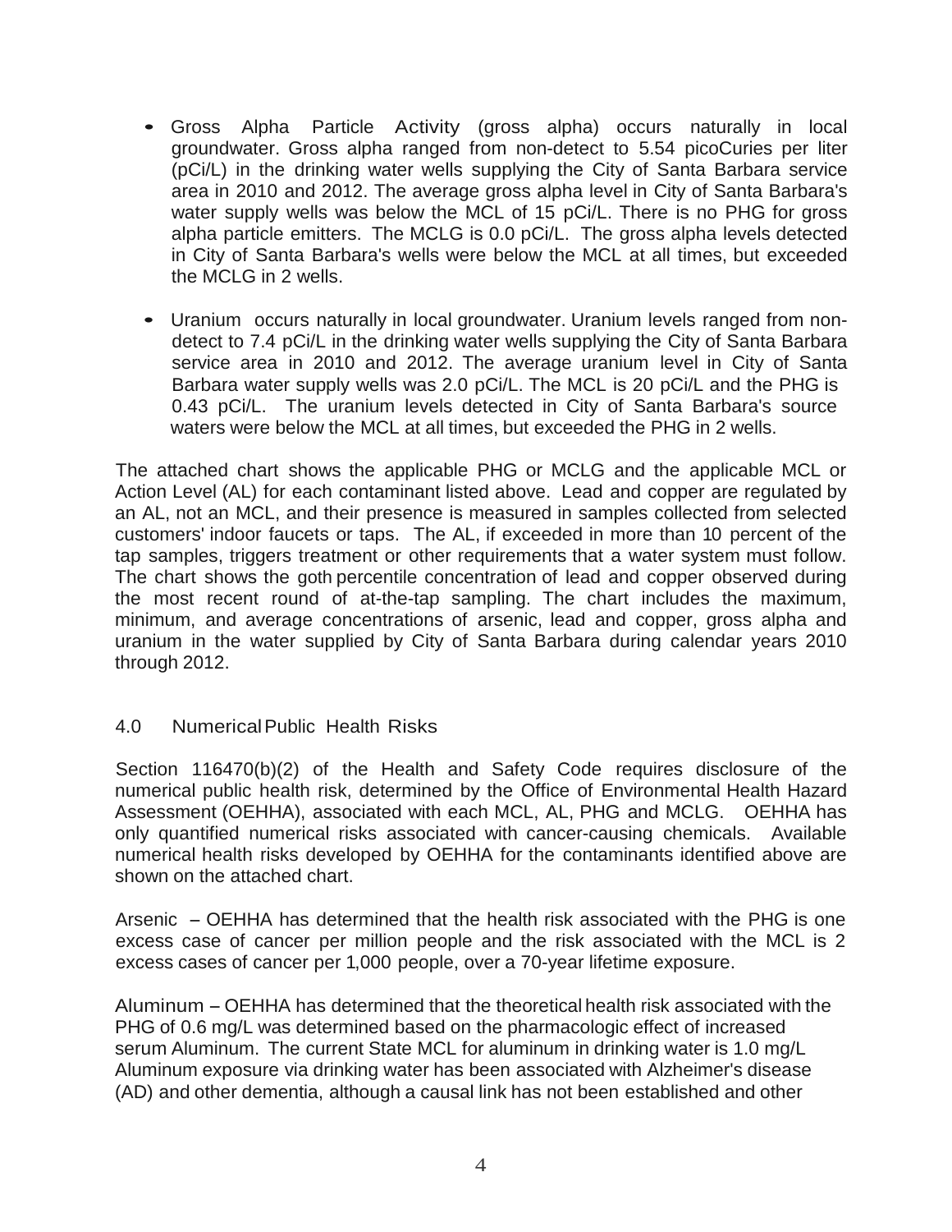- Gross Alpha Particle Activity (gross alpha) occurs naturally in local groundwater. Gross alpha ranged from non-detect to 5.54 picoCuries per liter (pCi/L) in the drinking water wells supplying the City of Santa Barbara service area in 2010 and 2012. The average gross alpha level in City of Santa Barbara's water supply wells was below the MCL of 15 pCi/L. There is no PHG for gross alpha particle emitters. The MCLG is 0.0 pCi/L. The gross alpha levels detected in City of Santa Barbara's wells were below the MCL at all times, but exceeded the MCLG in 2 wells.

- Uranium occurs naturally in local groundwater. Uranium levels ranged from non-detect to 7.4 pCi/L in the drinking water wells supplying the City of Santa Barbara service area in 2010 and 2012. The average uranium level in City of Santa Barbara water supply wells was 2.0 pCi/L. The MCL is 20 pCi/L and the PHG is 0.43 pCi/L. The uranium levels detected in City of Santa Barbara's source waters were below the MCL at all times, but exceeded the PHG in 2 wells.

The attached chart shows the applicable PHG or MCLG and the applicable MCL or Action Level (AL) for each contaminant listed above. Lead and copper are regulated by an AL, not an MCL, and their presence is measured in samples collected from selected customers' indoor faucets or taps. The AL, if exceeded in more than 10 percent of the tap samples, triggers treatment or other requirements that a water system must follow. The chart shows the goth percentile concentration of lead and copper observed during the most recent round of at-the-tap sampling. The chart includes the maximum, minimum, and average concentrations of arsenic, lead and copper, gross alpha and uranium in the water supplied by City of Santa Barbara during calendar years 2010 through 2012.

## 4.0 Numerical Public Health Risks

Section 116470(b)(2) of the Health and Safety Code requires disclosure of the numerical public health risk, determined by the Office of Environmental Health Hazard Assessment (OEHHA), associated with each MCL, AL, PHG and MCLG. OEHHA has only quantified numerical risks associated with cancer-causing chemicals. Available numerical health risks developed by OEHHA for the contaminants identified above are shown on the attached chart.

Arsenic – OEHHA has determined that the health risk associated with the PHG is one excess case of cancer per million people and the risk associated with the MCL is 2 excess cases of cancer per 1,000 people, over a 70-year lifetime exposure.

Aluminum – OEHHA has determined that the theoretical health risk associated with the PHG of 0.6 mg/L was determined based on the pharmacologic effect of increased serum Aluminum. The current State MCL for aluminum in drinking water is 1.0 mg/L Aluminum exposure via drinking water has been associated with Alzheimer's disease (AD) and other dementia, although a causal link has not been established and other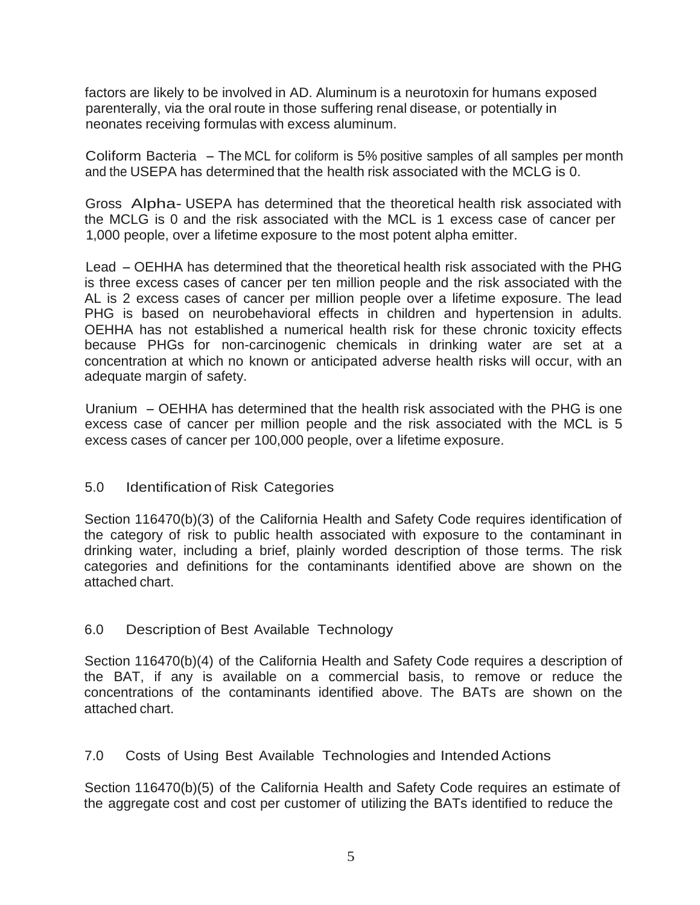factors are likely to be involved in AD. Aluminum is a neurotoxin for humans exposed parenterally, via the oral route in those suffering renal disease, or potentially in neonates receiving formulas with excess aluminum.

Coliform Bacteria – The MCL for coliform is 5% positive samples of all samples per month and the USEPA has determined that the health risk associated with the MCLG is 0.

Gross Alpha- USEPA has determined that the theoretical health risk associated with the MCLG is 0 and the risk associated with the MCL is 1 excess case of cancer per 1,000 people, over a lifetime exposure to the most potent alpha emitter.

Lead – OEHHA has determined that the theoretical health risk associated with the PHG is three excess cases of cancer per ten million people and the risk associated with the AL is 2 excess cases of cancer per million people over a lifetime exposure. The lead PHG is based on neurobehavioral effects in children and hypertension in adults. OEHHA has not established a numerical health risk for these chronic toxicity effects because PHGs for non-carcinogenic chemicals in drinking water are set at a concentration at which no known or anticipated adverse health risks will occur, with an adequate margin of safety.

Uranium – OEHHA has determined that the health risk associated with the PHG is one excess case of cancer per million people and the risk associated with the MCL is 5 excess cases of cancer per 100,000 people, over a lifetime exposure.

## 5.0 Identification of Risk Categories

Section 116470(b)(3) of the California Health and Safety Code requires identification of the category of risk to public health associated with exposure to the contaminant in drinking water, including a brief, plainly worded description of those terms. The risk categories and definitions for the contaminants identified above are shown on the attached chart.

## 6.0 Description of Best Available Technology

Section 116470(b)(4) of the California Health and Safety Code requires a description of the BAT, if any is available on a commercial basis, to remove or reduce the concentrations of the contaminants identified above. The BATs are shown on the attached chart.

## 7.0 Costs of Using Best Available Technologies and Intended Actions

Section 116470(b)(5) of the California Health and Safety Code requires an estimate of the aggregate cost and cost per customer of utilizing the BATs identified to reduce the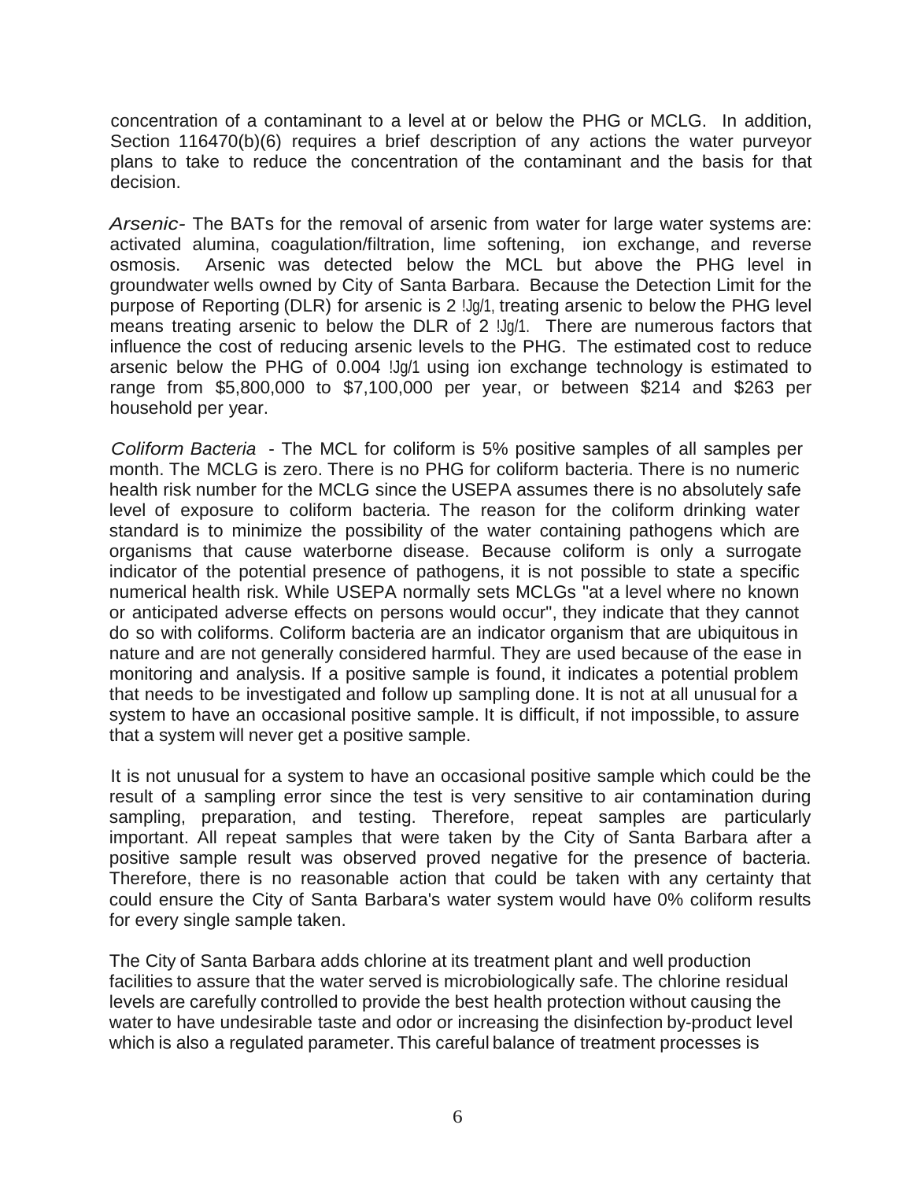concentration of a contaminant to a level at or below the PHG or MCLG. In addition, Section 116470(b)(6) requires a brief description of any actions the water purveyor plans to take to reduce the concentration of the contaminant and the basis for that decision.

*Arsenic*- The BATs for the removal of arsenic from water for large water systems are: activated alumina, coagulation/filtration, lime softening, ion exchange, and reverse osmosis. Arsenic was detected below the MCL but above the PHG level in groundwater wells owned by City of Santa Barbara. Because the Detection Limit for the purpose of Reporting (DLR) for arsenic is 2 !Jg/1, treating arsenic to below the PHG level means treating arsenic to below the DLR of 2 !Jg/1. There are numerous factors that influence the cost of reducing arsenic levels to the PHG. The estimated cost to reduce arsenic below the PHG of 0.004 !Jg/1 using ion exchange technology is estimated to range from $5,800,000 to $7,100,000 per year, or between $214 and $263 per household per year.

*Coliform Bacteria* - The MCL for coliform is 5% positive samples of all samples per month. The MCLG is zero. There is no PHG for coliform bacteria. There is no numeric health risk number for the MCLG since the USEPA assumes there is no absolutely safe level of exposure to coliform bacteria. The reason for the coliform drinking water standard is to minimize the possibility of the water containing pathogens which are organisms that cause waterborne disease. Because coliform is only a surrogate indicator of the potential presence of pathogens, it is not possible to state a specific numerical health risk. While USEPA normally sets MCLGs "at a level where no known or anticipated adverse effects on persons would occur", they indicate that they cannot do so with coliforms. Coliform bacteria are an indicator organism that are ubiquitous in nature and are not generally considered harmful. They are used because of the ease in monitoring and analysis. If a positive sample is found, it indicates a potential problem that needs to be investigated and follow up sampling done. It is not at all unusual for a system to have an occasional positive sample. It is difficult, if not impossible, to assure that a system will never get a positive sample.

It is not unusual for a system to have an occasional positive sample which could be the result of a sampling error since the test is very sensitive to air contamination during sampling, preparation, and testing. Therefore, repeat samples are particularly important. All repeat samples that were taken by the City of Santa Barbara after a positive sample result was observed proved negative for the presence of bacteria. Therefore, there is no reasonable action that could be taken with any certainty that could ensure the City of Santa Barbara's water system would have 0% coliform results for every single sample taken.

The City of Santa Barbara adds chlorine at its treatment plant and well production facilities to assure that the water served is microbiologically safe. The chlorine residual levels are carefully controlled to provide the best health protection without causing the water to have undesirable taste and odor or increasing the disinfection by-product level which is also a regulated parameter. This careful balance of treatment processes is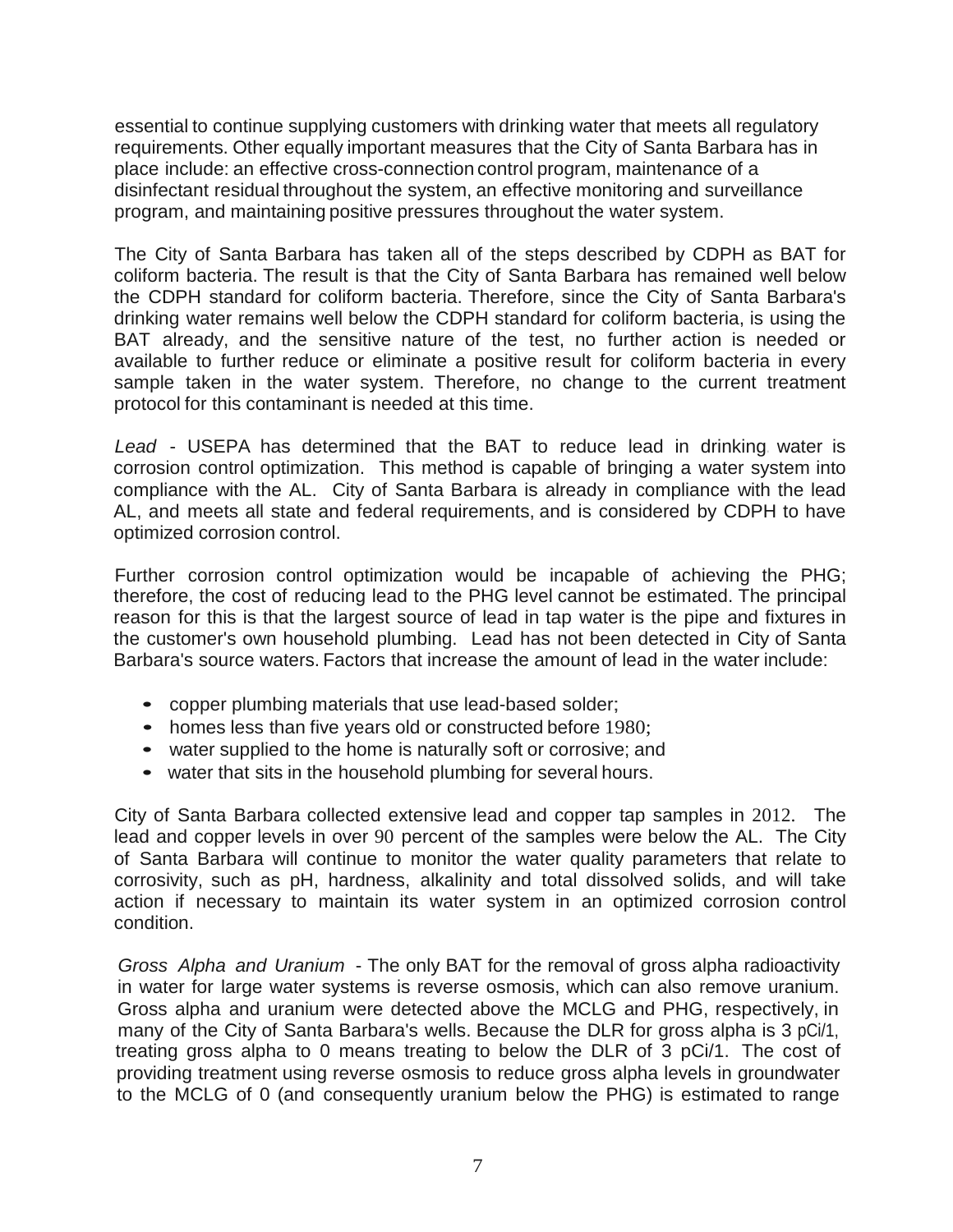essential to continue supplying customers with drinking water that meets all regulatory requirements. Other equally important measures that the City of Santa Barbara has in place include: an effective cross-connection control program, maintenance of a disinfectant residual throughout the system, an effective monitoring and surveillance program, and maintaining positive pressures throughout the water system.

The City of Santa Barbara has taken all of the steps described by CDPH as BAT for coliform bacteria. The result is that the City of Santa Barbara has remained well below the CDPH standard for coliform bacteria. Therefore, since the City of Santa Barbara's drinking water remains well below the CDPH standard for coliform bacteria, is using the BAT already, and the sensitive nature of the test, no further action is needed or available to further reduce or eliminate a positive result for coliform bacteria in every sample taken in the water system. Therefore, no change to the current treatment protocol for this contaminant is needed at this time.

*Lead* - USEPA has determined that the BAT to reduce lead in drinking water is corrosion control optimization. This method is capable of bringing a water system into compliance with the AL. City of Santa Barbara is already in compliance with the lead AL, and meets all state and federal requirements, and is considered by CDPH to have optimized corrosion control.

Further corrosion control optimization would be incapable of achieving the PHG; therefore, the cost of reducing lead to the PHG level cannot be estimated. The principal reason for this is that the largest source of lead in tap water is the pipe and fixtures in the customer's own household plumbing. Lead has not been detected in City of Santa Barbara's source waters. Factors that increase the amount of lead in the water include:

- copper plumbing materials that use lead-based solder;
- homes less than five years old or constructed before 1980;
- water supplied to the home is naturally soft or corrosive; and
- water that sits in the household plumbing for several hours.

City of Santa Barbara collected extensive lead and copper tap samples in 2012. The lead and copper levels in over 90 percent of the samples were below the AL. The City of Santa Barbara will continue to monitor the water quality parameters that relate to corrosivity, such as pH, hardness, alkalinity and total dissolved solids, and will take action if necessary to maintain its water system in an optimized corrosion control condition.

*Gross Alpha and Uranium* - The only BAT for the removal of gross alpha radioactivity in water for large water systems is reverse osmosis, which can also remove uranium. Gross alpha and uranium were detected above the MCLG and PHG, respectively, in many of the City of Santa Barbara's wells. Because the DLR for gross alpha is 3 pCi/1, treating gross alpha to 0 means treating to below the DLR of 3 pCi/1. The cost of providing treatment using reverse osmosis to reduce gross alpha levels in groundwater to the MCLG of 0 (and consequently uranium below the PHG) is estimated to range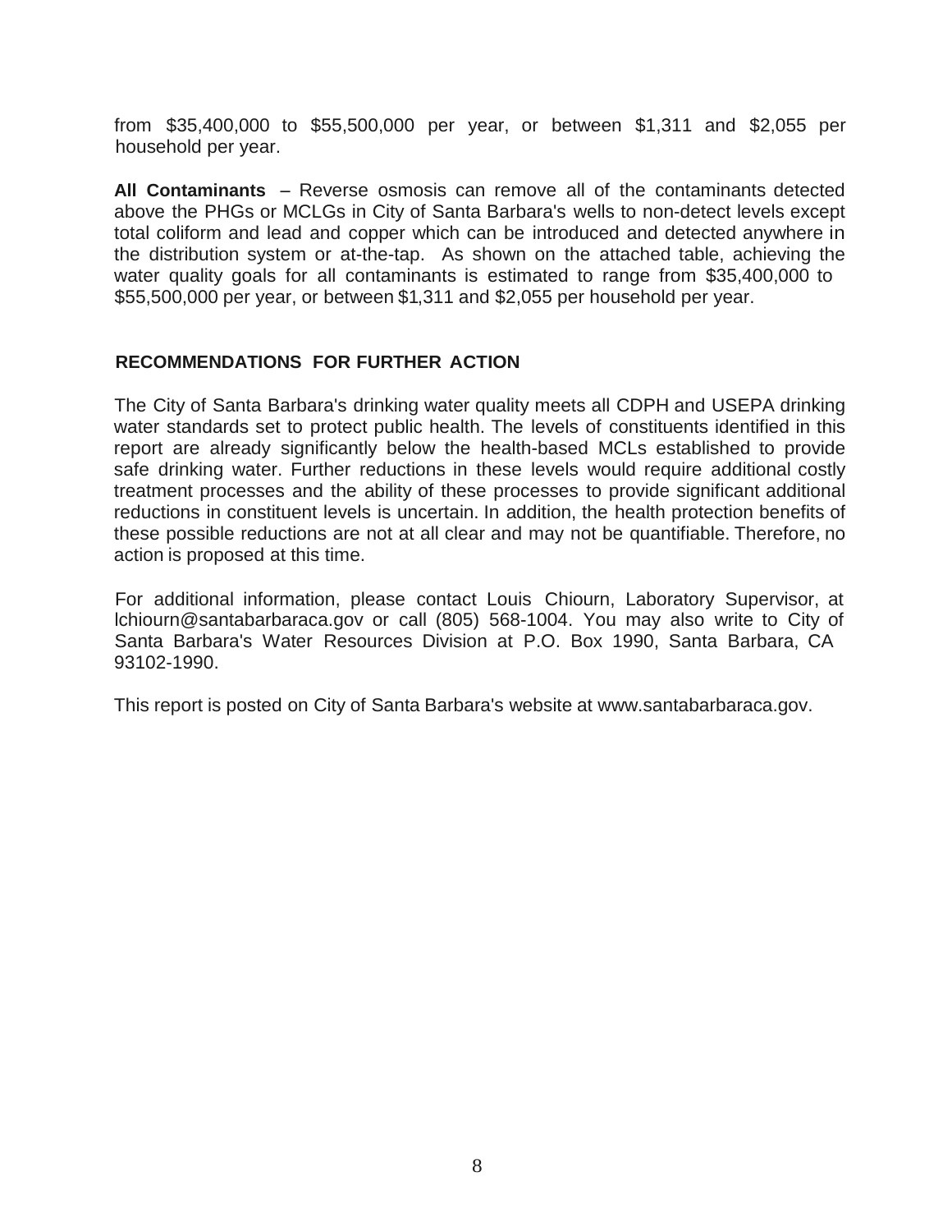from $35,400,000 to $55,500,000 per year, or between $1,311 and $2,055 per household per year.

**All Contaminants** – Reverse osmosis can remove all of the contaminants detected above the PHGs or MCLGs in City of Santa Barbara's wells to non-detect levels except total coliform and lead and copper which can be introduced and detected anywhere in the distribution system or at-the-tap. As shown on the attached table, achieving the water quality goals for all contaminants is estimated to range from $35,400,000 to $55,500,000 per year, or between $1,311 and $2,055 per household per year.

## RECOMMENDATIONS FOR FURTHER ACTION

The City of Santa Barbara's drinking water quality meets all CDPH and USEPA drinking water standards set to protect public health. The levels of constituents identified in this report are already significantly below the health-based MCLs established to provide safe drinking water. Further reductions in these levels would require additional costly treatment processes and the ability of these processes to provide significant additional reductions in constituent levels is uncertain. In addition, the health protection benefits of these possible reductions are not at all clear and may not be quantifiable. Therefore, no action is proposed at this time.

For additional information, please contact Louis Chiourn, Laboratory Supervisor, at lchiourn@santabarbaraca.gov or call (805) 568-1004. You may also write to City of Santa Barbara's Water Resources Division at P.O. Box 1990, Santa Barbara, CA 93102-1990.

This report is posted on City of Santa Barbara's website at www.santabarbaraca.gov.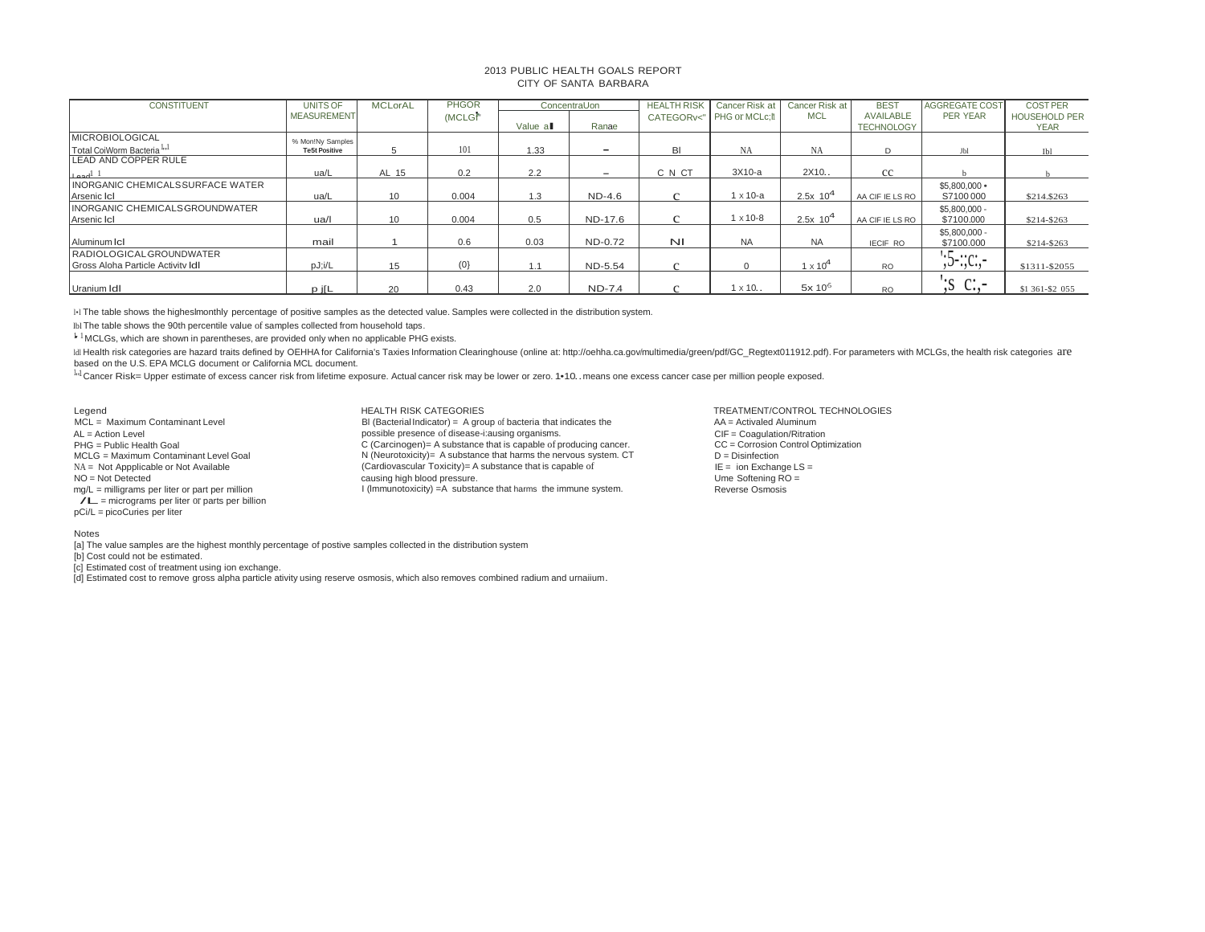# 2013 PUBLIC HEALTH GOALS REPORT
## CITY OF SANTA BARBARA

| CONSTITUENT | UNITS OF MEASUREMENT | MCLorAL | PHGOR (MCLG)[c] | ConcentraUon | | HEALTH RISK CATEGORv<" | Cancer Risk at PHG or MCLc;lt | Cancer Risk at MCL | BEST AVAILABLE TECHNOLOGY | AGGREGATE COST PER YEAR | COST PER HOUSEHOLD PER YEAR |
|---|---|---|---|---|---|---|---|---|---|---|---|
| | | | | Value a | Ranae | | | | | | |
| MICROBIOLOGICAL | | | | | | | | | | | |
| Total CoiWorm Bacteria [a] | % Mon!Ny Samples Te5t Positive | 5 | 101 | 1.33 | – | Bl | NA | NA | D | Jbl | Ibl |
| LEAD AND COPPER RULE | | | | | | | | | | | |
| Lead [b] | ua/L | AL 15 | 0.2 | 2.2 | – | C N CT | 3X10-a | 2X10.. | cc | b | b |
| INORGANIC CHEMICALS SURFACE WATER | | | | | | | | | | | |
| Arsenic Icl | ua/L | 10 | 0.004 | 1.3 | ND-4.6 | C | 1 x 10-a | 2.5x $10^4$ | AA CIF IE LS RO | $5,800,000 • S7100 000 | $214.$263 |
| INORGANIC CHEMICALS GROUNDWATER | | | | | | | | | | | |
| Arsenic Icl | ua/l | 10 | 0.004 | 0.5 | ND-17.6 | C | 1 x 10-8 | 2.5x $10^4$ | AA CIF IE LS RO | $5,800,000 - $7100.000 | $214-$263 |
| Aluminum Icl | mail | 1 | 0.6 | 0.03 | ND-0.72 | NI | NA | NA | IECIF RO | $5,800,000 - $7100.000 | $214-$263 |
| RADIOLOGICAL GROUNDWATER | | | | | | | | | | | |
| Gross Aloha Particle Activitv Idl | pJ;i/L | 15 | (0) | 1.1 | ND-5.54 | C | 0 | 1 x $10^4$ | RO | ';5-:;C:,- | $1311-$2055 |
| Uranium Idl | p j[L | 20 | 0.43 | 2.0 | ND-7.4 | C | 1 x 10.. | 5x $10^{-5}$ | RO | ';S C:,- | $1 361-$2 055 |

[a] The table shows the highesl monthly percentage of positive samples as the detected value. Samples were collected in the distribution system.

[b] The table shows the 90th percentile value of samples collected from household taps.

[c] MCLGs, which are shown in parentheses, are provided only when no applicable PHG exists.

[d] Health risk categories are hazard traits defined by OEHHA for California's Taxies Information Clearinghouse (online at: http://oehha.ca.gov/multimedia/green/pdf/GC_Regtext011912.pdf). For parameters with MCLGs, the health risk categories are based on the U.S. EPA MCLG document or California MCL document.

[e] Cancer Risk= Upper estimate of excess cancer risk from lifetime exposure. Actual cancer risk may be lower or zero. 1•10.. means one excess cancer case per million people exposed.

Legend
MCL = Maximum Contaminant Level
AL = Action Level
PHG = Public Health Goal
MCLG = Maximum Contaminant Level Goal
NA = Not Appplicable or Not Available
NO = Not Detected
mg/L = milligrams per liter or part per million
/L = micrograms per liter or parts per billion
pCi/L = picoCuries per liter

HEALTH RISK CATEGORIES
Bl (Bacterial Indicator) = A group of bacteria that indicates the possible presence of disease-i:ausing organisms.
C (Carcinogen)= A substance that is capable of producing cancer.
N (Neurotoxicity)= A substance that harms the nervous system.
CT (Cardiovascular Toxicity)= A substance that is capable of causing high blood pressure.
I (Immunotoxicity) =A substance that harms the immune system.

TREATMENT/CONTROL TECHNOLOGIES
AA = Activaled Aluminum
CIF = Coagulation/Ritration
CC = Corrosion Control Optimization
D = Disinfection
IE = ion Exchange
LS = Ume Softening
RO = Reverse Osmosis

Notes
[a] The value samples are the highest monthly percentage of postive samples collected in the distribution system
[b] Cost could not be estimated.
[c] Estimated cost of treatment using ion exchange.
[d] Estimated cost to remove gross alpha particle ativity using reserve osmosis, which also removes combined radium and urnaiium.